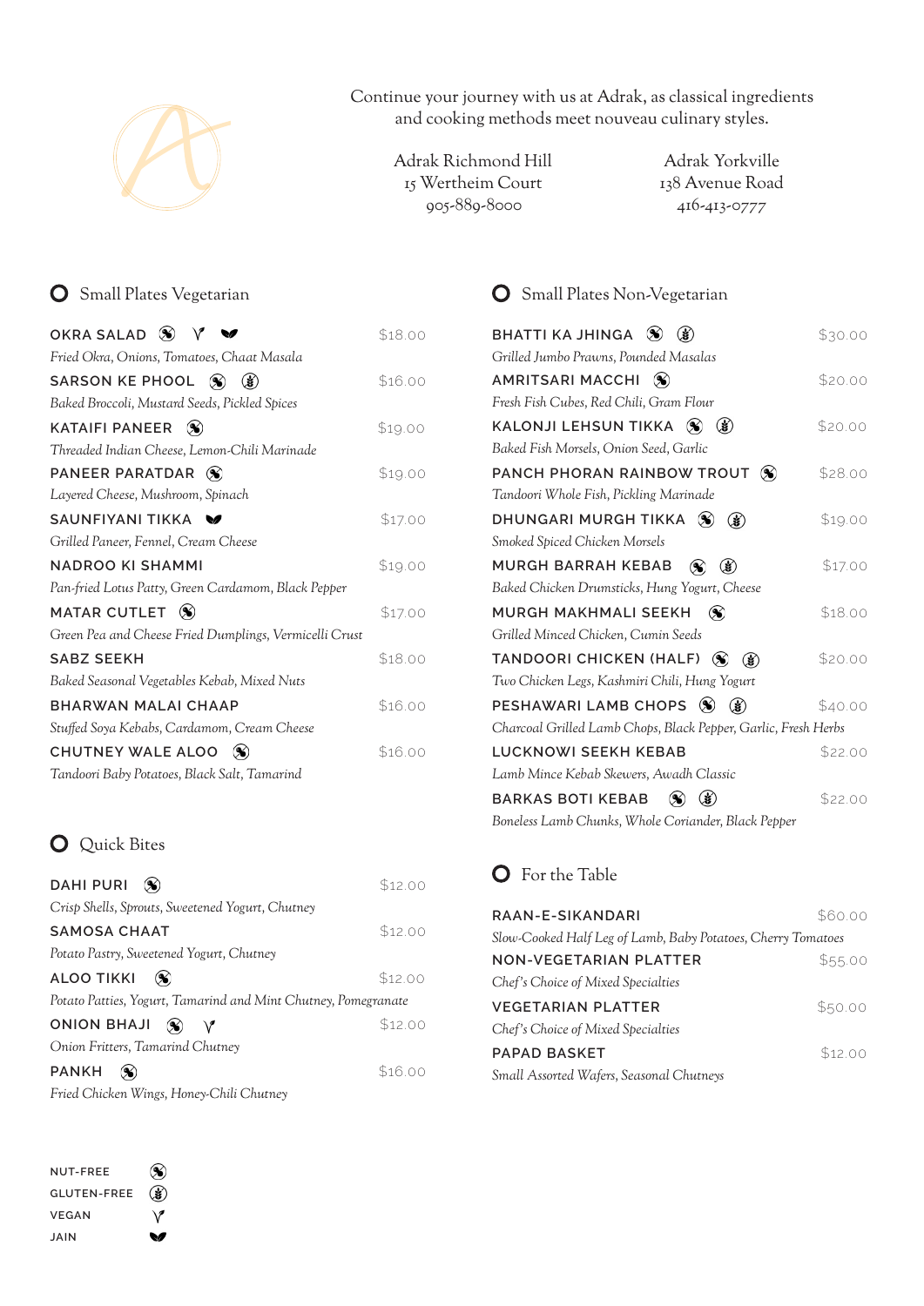Continue your journey with us at Adrak, as classical ingredients and cooking methods meet nouveau culinary styles.

Adrak Richmond Hill
15 Wertheim Court
905-889-8000

Adrak Yorkville
138 Avenue Road
416-413-0777

## Small Plates Vegetarian

**OKRA SALAD** (Nut-Free) (Vegan) (Jain) — $18.00
*Fried Okra, Onions, Tomatoes, Chaat Masala*

**SARSON KE PHOOL** (Nut-Free) (Gluten-Free) — $16.00
*Baked Broccoli, Mustard Seeds, Pickled Spices*

**KATAIFI PANEER** (Nut-Free) — $19.00
*Threaded Indian Cheese, Lemon-Chili Marinade*

**PANEER PARATDAR** (Nut-Free) — $19.00
*Layered Cheese, Mushroom, Spinach*

**SAUNFIYANI TIKKA** (Jain) — $17.00
*Grilled Paneer, Fennel, Cream Cheese*

**NADROO KI SHAMMI** — $19.00
*Pan-fried Lotus Patty, Green Cardamom, Black Pepper*

**MATAR CUTLET** (Nut-Free) — $17.00
*Green Pea and Cheese Fried Dumplings, Vermicelli Crust*

**SABZ SEEKH** — $18.00
*Baked Seasonal Vegetables Kebab, Mixed Nuts*

**BHARWAN MALAI CHAAP** — $16.00
*Stuffed Soya Kebabs, Cardamom, Cream Cheese*

**CHUTNEY WALE ALOO** (Nut-Free) — $16.00
*Tandoori Baby Potatoes, Black Salt, Tamarind*

## Quick Bites

**DAHI PURI** (Nut-Free) — $12.00
*Crisp Shells, Sprouts, Sweetened Yogurt, Chutney*

**SAMOSA CHAAT** — $12.00
*Potato Pastry, Sweetened Yogurt, Chutney*

**ALOO TIKKI** (Nut-Free) — $12.00
*Potato Patties, Yogurt, Tamarind and Mint Chutney, Pomegranate*

**ONION BHAJI** (Nut-Free) (Vegan) — $12.00
*Onion Fritters, Tamarind Chutney*

**PANKH** (Nut-Free) — $16.00
*Fried Chicken Wings, Honey-Chili Chutney*

## Small Plates Non-Vegetarian

**BHATTI KA JHINGA** (Nut-Free) (Gluten-Free) — $30.00
*Grilled Jumbo Prawns, Pounded Masalas*

**AMRITSARI MACCHI** (Nut-Free) — $20.00
*Fresh Fish Cubes, Red Chili, Gram Flour*

**KALONJI LEHSUN TIKKA** (Nut-Free) (Gluten-Free) — $20.00
*Baked Fish Morsels, Onion Seed, Garlic*

**PANCH PHORAN RAINBOW TROUT** (Nut-Free) — $28.00
*Tandoori Whole Fish, Pickling Marinade*

**DHUNGARI MURGH TIKKA** (Nut-Free) (Gluten-Free) — $19.00
*Smoked Spiced Chicken Morsels*

**MURGH BARRAH KEBAB** (Nut-Free) (Gluten-Free) — $17.00
*Baked Chicken Drumsticks, Hung Yogurt, Cheese*

**MURGH MAKHMALI SEEKH** (Nut-Free) — $18.00
*Grilled Minced Chicken, Cumin Seeds*

**TANDOORI CHICKEN (HALF)** (Nut-Free) (Gluten-Free) — $20.00
*Two Chicken Legs, Kashmiri Chili, Hung Yogurt*

**PESHAWARI LAMB CHOPS** (Nut-Free) (Gluten-Free) — $40.00
*Charcoal Grilled Lamb Chops, Black Pepper, Garlic, Fresh Herbs*

**LUCKNOWI SEEKH KEBAB** — $22.00
*Lamb Mince Kebab Skewers, Awadh Classic*

**BARKAS BOTI KEBAB** (Nut-Free) (Gluten-Free) — $22.00
*Boneless Lamb Chunks, Whole Coriander, Black Pepper*

## For the Table

**RAAN-E-SIKANDARI** — $60.00
*Slow-Cooked Half Leg of Lamb, Baby Potatoes, Cherry Tomatoes*

**NON-VEGETARIAN PLATTER** — $55.00
*Chef's Choice of Mixed Specialties*

**VEGETARIAN PLATTER** — $50.00
*Chef's Choice of Mixed Specialties*

**PAPAD BASKET** — $12.00
*Small Assorted Wafers, Seasonal Chutneys*

---

- NUT-FREE
- GLUTEN-FREE
- VEGAN
- JAIN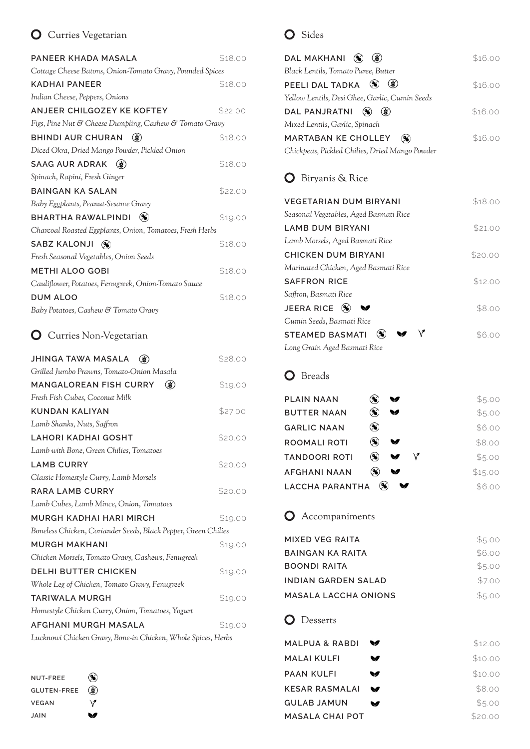## Curries Vegetarian

**PANEER KHADA MASALA** — $18.00
*Cottage Cheese Batons, Onion-Tomato Gravy, Pounded Spices*

**KADHAI PANEER** — $18.00
*Indian Cheese, Peppers, Onions*

**ANJEER CHILGOZEY KE KOFTEY** — $22.00
*Figs, Pine Nut & Cheese Dumpling, Cashew & Tomato Gravy*

**BHINDI AUR CHURAN** (Gluten-Free) — $18.00
*Diced Okra, Dried Mango Powder, Pickled Onion*

**SAAG AUR ADRAK** (Gluten-Free) — $18.00
*Spinach, Rapini, Fresh Ginger*

**BAINGAN KA SALAN** — $22.00
*Baby Eggplants, Peanut-Sesame Gravy*

**BHARTHA RAWALPINDI** (Nut-Free) — $19.00
*Charcoal Roasted Eggplants, Onion, Tomatoes, Fresh Herbs*

**SABZ KALONJI** (Nut-Free) — $18.00
*Fresh Seasonal Vegetables, Onion Seeds*

**METHI ALOO GOBI** — $18.00
*Cauliflower, Potatoes, Fenugreek, Onion-Tomato Sauce*

**DUM ALOO** — $18.00
*Baby Potatoes, Cashew & Tomato Gravy*

## Curries Non-Vegetarian

**JHINGA TAWA MASALA** (Gluten-Free) — $28.00
*Grilled Jumbo Prawns, Tomato-Onion Masala*

**MANGALOREAN FISH CURRY** (Gluten-Free) — $19.00
*Fresh Fish Cubes, Coconut Milk*

**KUNDAN KALIYAN** — $27.00
*Lamb Shanks, Nuts, Saffron*

**LAHORI KADHAI GOSHT** — $20.00
*Lamb with Bone, Green Chilies, Tomatoes*

**LAMB CURRY** — $20.00
*Classic Homestyle Curry, Lamb Morsels*

**RARA LAMB CURRY** — $20.00
*Lamb Cubes, Lamb Mince, Onion, Tomatoes*

**MURGH KADHAI HARI MIRCH** — $19.00
*Boneless Chicken, Coriander Seeds, Black Pepper, Green Chilies*

**MURGH MAKHANI** — $19.00
*Chicken Morsels, Tomato Gravy, Cashews, Fenugreek*

**DELHI BUTTER CHICKEN** — $19.00
*Whole Leg of Chicken, Tomato Gravy, Fenugreek*

**TARIWALA MURGH** — $19.00
*Homestyle Chicken Curry, Onion, Tomatoes, Yogurt*

**AFGHANI MURGH MASALA** — $19.00
*Lucknowi Chicken Gravy, Bone-in Chicken, Whole Spices, Herbs*

| | |
|---|---|
| NUT-FREE | (Nut-Free) |
| GLUTEN-FREE | (Gluten-Free) |
| VEGAN | (Vegan) |
| JAIN | (Jain) |

## Sides

**DAL MAKHANI** (Nut-Free) (Gluten-Free) — $16.00
*Black Lentils, Tomato Puree, Butter*

**PEELI DAL TADKA** (Nut-Free) (Gluten-Free) — $16.00
*Yellow Lentils, Desi Ghee, Garlic, Cumin Seeds*

**DAL PANJRATNI** (Nut-Free) (Gluten-Free) — $16.00
*Mixed Lentils, Garlic, Spinach*

**MARTABAN KE CHOLLEY** (Nut-Free) — $16.00
*Chickpeas, Pickled Chilies, Dried Mango Powder*

## Biryanis & Rice

**VEGETARIAN DUM BIRYANI** — $18.00
*Seasonal Vegetables, Aged Basmati Rice*

**LAMB DUM BIRYANI** — $21.00
*Lamb Morsels, Aged Basmati Rice*

**CHICKEN DUM BIRYANI** — $20.00
*Marinated Chicken, Aged Basmati Rice*

**SAFFRON RICE** — $12.00
*Saffron, Basmati Rice*

**JEERA RICE** (Nut-Free) (Jain) — $8.00
*Cumin Seeds, Basmati Rice*

**STEAMED BASMATI** (Nut-Free) (Jain) (Vegan) — $6.00
*Long Grain Aged Basmati Rice*

## Breads

| | | |
|---|---|---|
| PLAIN NAAN | (Nut-Free) (Jain) | $5.00 |
| BUTTER NAAN | (Nut-Free) (Jain) | $5.00 |
| GARLIC NAAN | (Nut-Free) | $6.00 |
| ROOMALI ROTI | (Nut-Free) (Jain) | $8.00 |
| TANDOORI ROTI | (Nut-Free) (Jain) (Vegan) | $5.00 |
| AFGHANI NAAN | (Nut-Free) (Jain) | $15.00 |
| LACCHA PARANTHA | (Nut-Free) (Jain) | $6.00 |

## Accompaniments

| | |
|---|---|
| MIXED VEG RAITA | $5.00 |
| BAINGAN KA RAITA | $6.00 |
| BOONDI RAITA | $5.00 |
| INDIAN GARDEN SALAD | $7.00 |
| MASALA LACCHA ONIONS | $5.00 |

## Desserts

| | | |
|---|---|---|
| MALPUA & RABDI | (Jain) | $12.00 |
| MALAI KULFI | (Jain) | $10.00 |
| PAAN KULFI | (Jain) | $10.00 |
| KESAR RASMALAI | (Jain) | $8.00 |
| GULAB JAMUN | (Jain) | $5.00 |
| MASALA CHAI POT | | $20.00 |